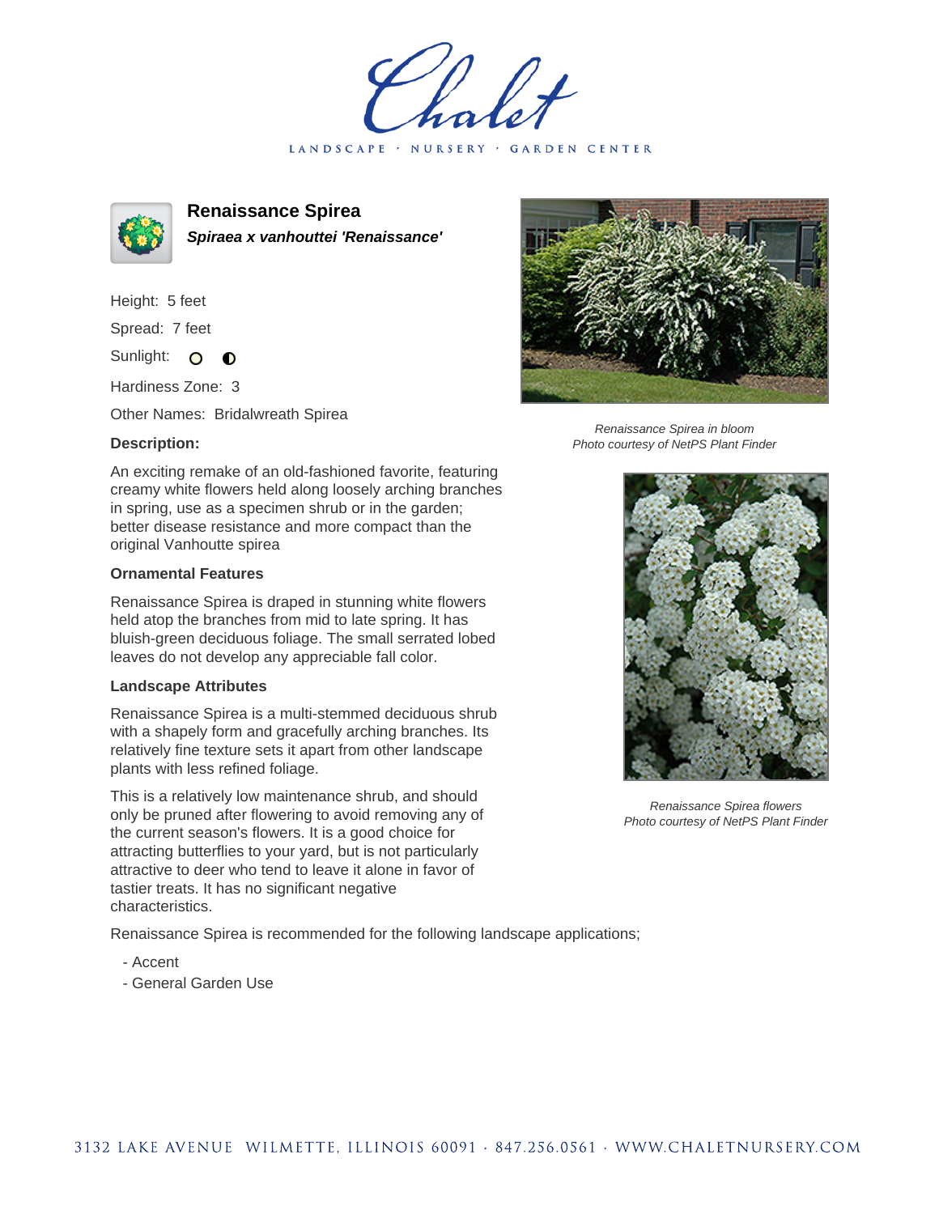# Chalet

LANDSCAPE · NURSERY · GARDEN CENTER

## Renaissance Spirea

***Spiraea x vanhouttei 'Renaissance'***

Height: 5 feet

Spread: 7 feet

Sunlight:

Hardiness Zone: 3

Other Names: Bridalwreath Spirea

### Description:

An exciting remake of an old-fashioned favorite, featuring creamy white flowers held along loosely arching branches in spring, use as a specimen shrub or in the garden; better disease resistance and more compact than the original Vanhoutte spirea

### Ornamental Features

Renaissance Spirea is draped in stunning white flowers held atop the branches from mid to late spring. It has bluish-green deciduous foliage. The small serrated lobed leaves do not develop any appreciable fall color.

### Landscape Attributes

Renaissance Spirea is a multi-stemmed deciduous shrub with a shapely form and gracefully arching branches. Its relatively fine texture sets it apart from other landscape plants with less refined foliage.

This is a relatively low maintenance shrub, and should only be pruned after flowering to avoid removing any of the current season's flowers. It is a good choice for attracting butterflies to your yard, but is not particularly attractive to deer who tend to leave it alone in favor of tastier treats. It has no significant negative characteristics.

Renaissance Spirea is recommended for the following landscape applications;

- Accent
- General Garden Use

*Renaissance Spirea in bloom*
*Photo courtesy of NetPS Plant Finder*

*Renaissance Spirea flowers*
*Photo courtesy of NetPS Plant Finder*

3132 LAKE AVENUE WILMETTE, ILLINOIS 60091 · 847.256.0561 · WWW.CHALETNURSERY.COM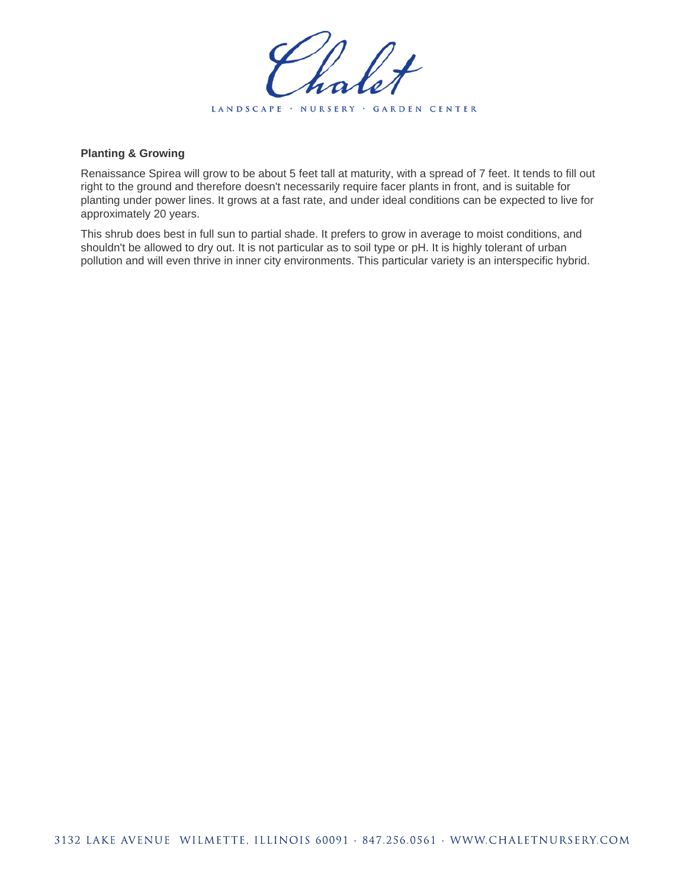**Planting & Growing**

Renaissance Spirea will grow to be about 5 feet tall at maturity, with a spread of 7 feet. It tends to fill out right to the ground and therefore doesn't necessarily require facer plants in front, and is suitable for planting under power lines. It grows at a fast rate, and under ideal conditions can be expected to live for approximately 20 years.

This shrub does best in full sun to partial shade. It prefers to grow in average to moist conditions, and shouldn't be allowed to dry out. It is not particular as to soil type or pH. It is highly tolerant of urban pollution and will even thrive in inner city environments. This particular variety is an interspecific hybrid.